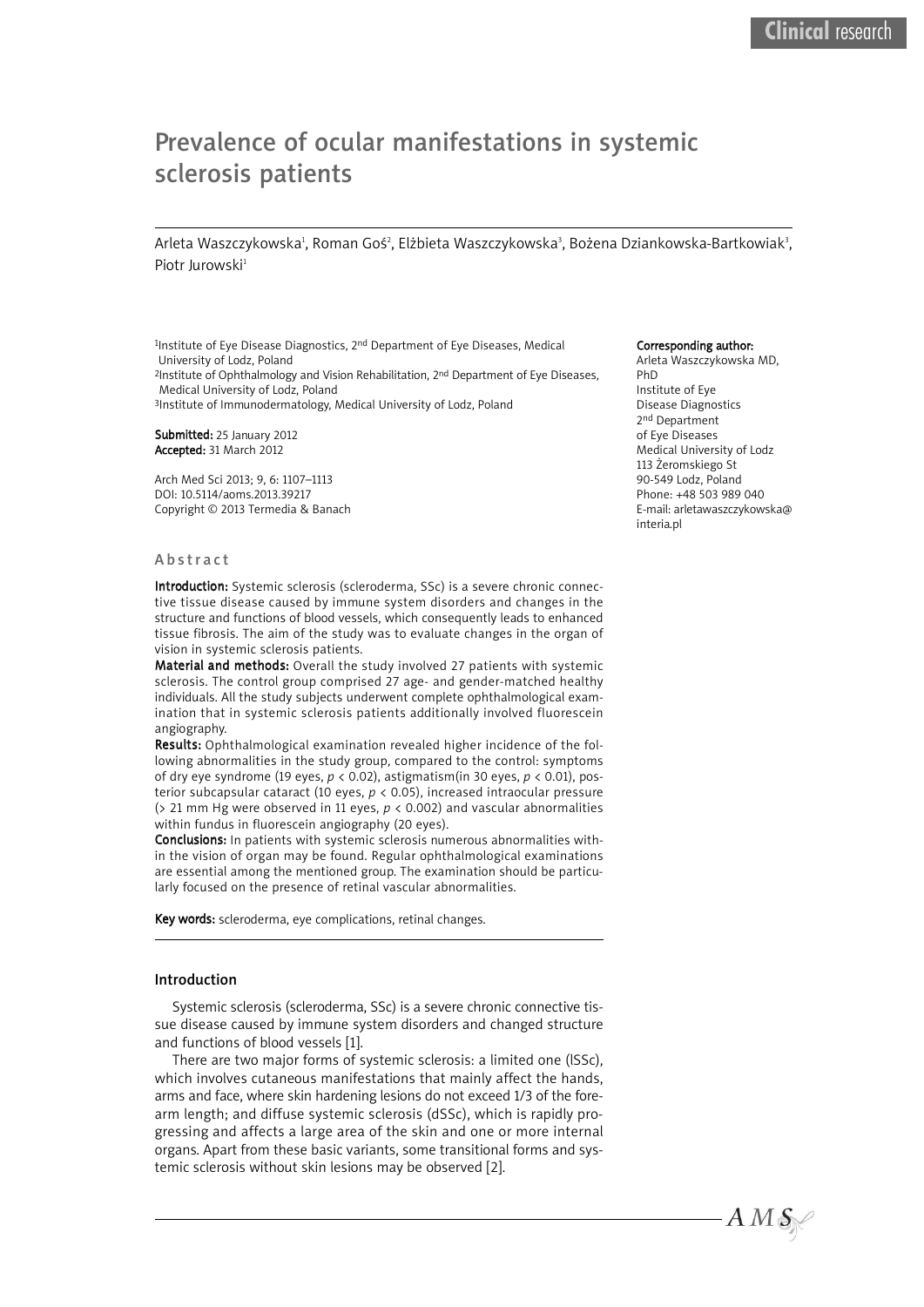# Prevalence of ocular manifestations in systemic sclerosis patients

Arleta Waszczykowska[1], Roman Goś[2], Elżbieta Waszczykowska[3], Bożena Dziankowska-Bartkowiak[3], Piotr Jurowski[1]

[1]Institute of Eye Disease Diagnostics, 2nd Department of Eye Diseases, Medical University of Lodz, Poland
[2]Institute of Ophthalmology and Vision Rehabilitation, 2nd Department of Eye Diseases, Medical University of Lodz, Poland
[3]Institute of Immunodermatology, Medical University of Lodz, Poland

**Submitted:** 25 January 2012
**Accepted:** 31 March 2012

Arch Med Sci 2013; 9, 6: 1107–1113
DOI: 10.5114/aoms.2013.39217
Copyright © 2013 Termedia & Banach

**Corresponding author:**
Arleta Waszczykowska MD, PhD
Institute of Eye Disease Diagnostics
2nd Department of Eye Diseases
Medical University of Lodz
113 Żeromskiego St
90-549 Lodz, Poland
Phone: +48 503 989 040
E-mail: arletawaszczykowska@interia.pl

## Abstract

**Introduction:** Systemic sclerosis (scleroderma, SSc) is a severe chronic connective tissue disease caused by immune system disorders and changes in the structure and functions of blood vessels, which consequently leads to enhanced tissue fibrosis. The aim of the study was to evaluate changes in the organ of vision in systemic sclerosis patients.

**Material and methods:** Overall the study involved 27 patients with systemic sclerosis. The control group comprised 27 age- and gender-matched healthy individuals. All the study subjects underwent complete ophthalmological examination that in systemic sclerosis patients additionally involved fluorescein angiography.

**Results:** Ophthalmological examination revealed higher incidence of the following abnormalities in the study group, compared to the control: symptoms of dry eye syndrome (19 eyes, $p < 0.02$), astigmatism(in 30 eyes, $p < 0.01$), posterior subcapsular cataract (10 eyes, $p < 0.05$), increased intraocular pressure (> 21 mm Hg were observed in 11 eyes, $p < 0.002$) and vascular abnormalities within fundus in fluorescein angiography (20 eyes).

**Conclusions:** In patients with systemic sclerosis numerous abnormalities within the vision of organ may be found. Regular ophthalmological examinations are essential among the mentioned group. The examination should be particularly focused on the presence of retinal vascular abnormalities.

**Key words:** scleroderma, eye complications, retinal changes.

## Introduction

Systemic sclerosis (scleroderma, SSc) is a severe chronic connective tissue disease caused by immune system disorders and changed structure and functions of blood vessels [1].

There are two major forms of systemic sclerosis: a limited one (lSSc), which involves cutaneous manifestations that mainly affect the hands, arms and face, where skin hardening lesions do not exceed 1/3 of the forearm length; and diffuse systemic sclerosis (dSSc), which is rapidly progressing and affects a large area of the skin and one or more internal organs. Apart from these basic variants, some transitional forms and systemic sclerosis without skin lesions may be observed [2].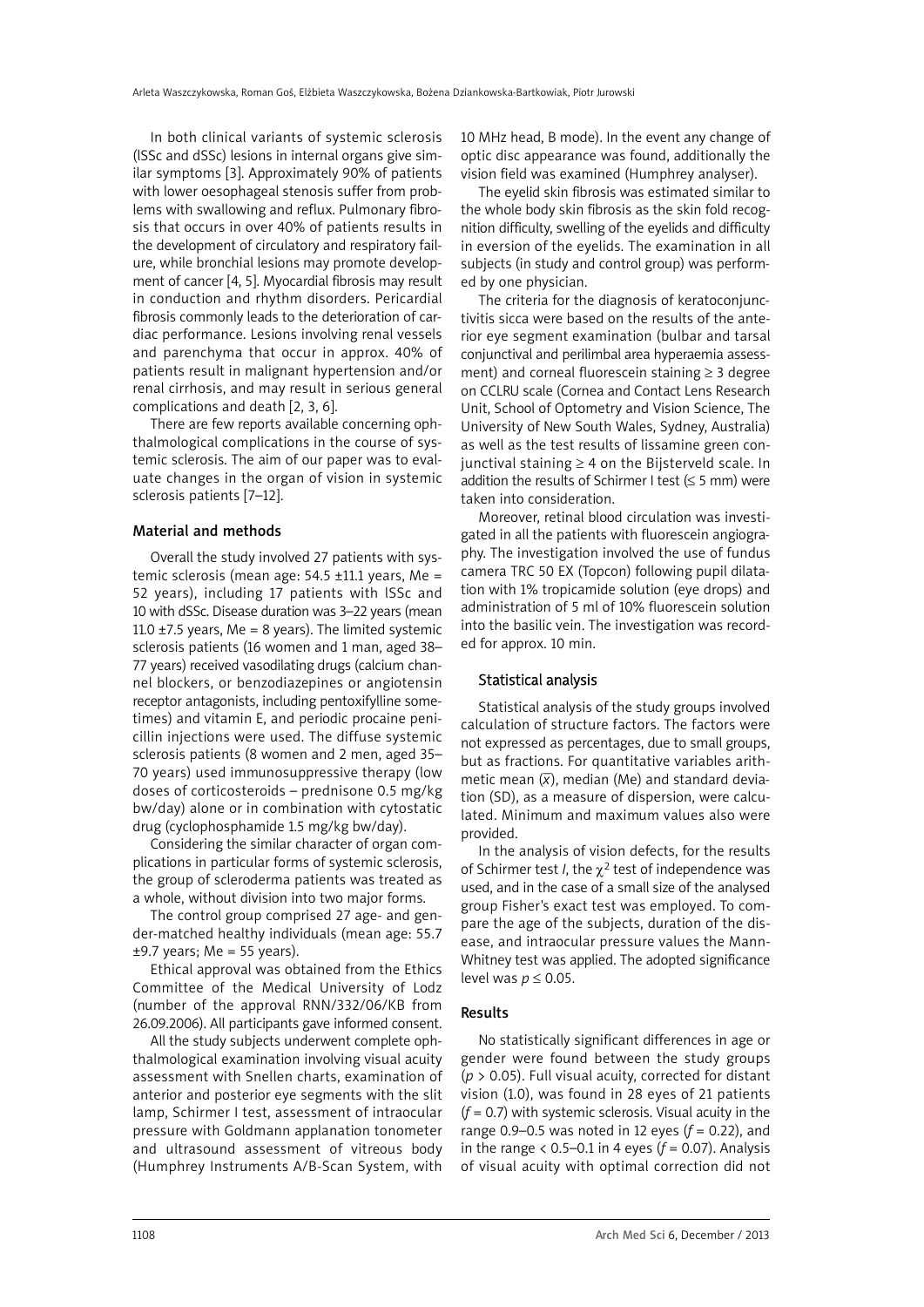In both clinical variants of systemic sclerosis (lSSc and dSSc) lesions in internal organs give similar symptoms [3]. Approximately 90% of patients with lower oesophageal stenosis suffer from problems with swallowing and reflux. Pulmonary fibrosis that occurs in over 40% of patients results in the development of circulatory and respiratory failure, while bronchial lesions may promote development of cancer [4, 5]. Myocardial fibrosis may result in conduction and rhythm disorders. Pericardial fibrosis commonly leads to the deterioration of cardiac performance. Lesions involving renal vessels and parenchyma that occur in approx. 40% of patients result in malignant hypertension and/or renal cirrhosis, and may result in serious general complications and death [2, 3, 6].

There are few reports available concerning ophthalmological complications in the course of systemic sclerosis. The aim of our paper was to evaluate changes in the organ of vision in systemic sclerosis patients [7–12].

## Material and methods

Overall the study involved 27 patients with systemic sclerosis (mean age: 54.5 ±11.1 years, Me = 52 years), including 17 patients with lSSc and 10 with dSSc. Disease duration was 3–22 years (mean 11.0 ±7.5 years, Me = 8 years). The limited systemic sclerosis patients (16 women and 1 man, aged 38–77 years) received vasodilating drugs (calcium channel blockers, or benzodiazepines or angiotensin receptor antagonists, including pentoxifylline sometimes) and vitamin E, and periodic procaine penicillin injections were used. The diffuse systemic sclerosis patients (8 women and 2 men, aged 35–70 years) used immunosuppressive therapy (low doses of corticosteroids – prednisone 0.5 mg/kg bw/day) alone or in combination with cytostatic drug (cyclophosphamide 1.5 mg/kg bw/day).

Considering the similar character of organ complications in particular forms of systemic sclerosis, the group of scleroderma patients was treated as a whole, without division into two major forms.

The control group comprised 27 age- and gender-matched healthy individuals (mean age: 55.7 ±9.7 years; Me = 55 years).

Ethical approval was obtained from the Ethics Committee of the Medical University of Lodz (number of the approval RNN/332/06/KB from 26.09.2006). All participants gave informed consent.

All the study subjects underwent complete ophthalmological examination involving visual acuity assessment with Snellen charts, examination of anterior and posterior eye segments with the slit lamp, Schirmer I test, assessment of intraocular pressure with Goldmann applanation tonometer and ultrasound assessment of vitreous body (Humphrey Instruments A/B-Scan System, with 10 MHz head, B mode). In the event any change of optic disc appearance was found, additionally the vision field was examined (Humphrey analyser).

The eyelid skin fibrosis was estimated similar to the whole body skin fibrosis as the skin fold recognition difficulty, swelling of the eyelids and difficulty in eversion of the eyelids. The examination in all subjects (in study and control group) was performed by one physician.

The criteria for the diagnosis of keratoconjunctivitis sicca were based on the results of the anterior eye segment examination (bulbar and tarsal conjunctival and perilimbal area hyperaemia assessment) and corneal fluorescein staining ≥ 3 degree on CCLRU scale (Cornea and Contact Lens Research Unit, School of Optometry and Vision Science, The University of New South Wales, Sydney, Australia) as well as the test results of lissamine green conjunctival staining ≥ 4 on the Bijsterveld scale. In addition the results of Schirmer I test (≤ 5 mm) were taken into consideration.

Moreover, retinal blood circulation was investigated in all the patients with fluorescein angiography. The investigation involved the use of fundus camera TRC 50 EX (Topcon) following pupil dilatation with 1% tropicamide solution (eye drops) and administration of 5 ml of 10% fluorescein solution into the basilic vein. The investigation was recorded for approx. 10 min.

### Statistical analysis

Statistical analysis of the study groups involved calculation of structure factors. The factors were not expressed as percentages, due to small groups, but as fractions. For quantitative variables arithmetic mean ($\bar{x}$), median (Me) and standard deviation (SD), as a measure of dispersion, were calculated. Minimum and maximum values also were provided.

In the analysis of vision defects, for the results of Schirmer test *I*, the $\chi^2$ test of independence was used, and in the case of a small size of the analysed group Fisher's exact test was employed. To compare the age of the subjects, duration of the disease, and intraocular pressure values the Mann-Whitney test was applied. The adopted significance level was $p \leq 0.05$.

## Results

No statistically significant differences in age or gender were found between the study groups ($p > 0.05$). Full visual acuity, corrected for distant vision (1.0), was found in 28 eyes of 21 patients ($f = 0.7$) with systemic sclerosis. Visual acuity in the range 0.9–0.5 was noted in 12 eyes ($f = 0.22$), and in the range < 0.5–0.1 in 4 eyes ($f = 0.07$). Analysis of visual acuity with optimal correction did not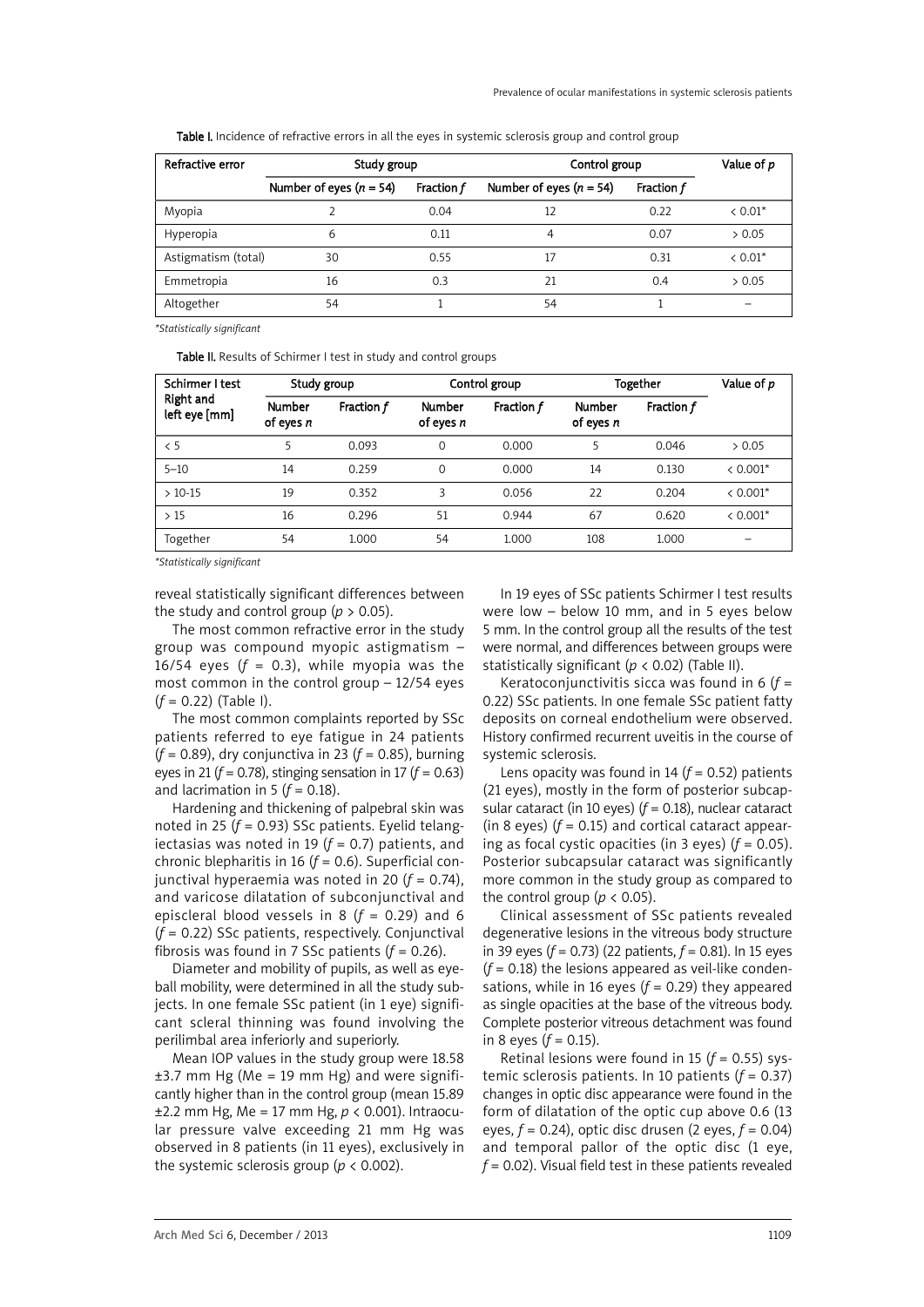**Table I.** Incidence of refractive errors in all the eyes in systemic sclerosis group and control group

| Refractive error | Study group | | Control group | | Value of $p$ |
|---|---|---|---|---|---|
| | Number of eyes ($n$ = 54) | Fraction $f$ | Number of eyes ($n$ = 54) | Fraction $f$ | |
| Myopia | 2 | 0.04 | 12 | 0.22 | < 0.01* |
| Hyperopia | 6 | 0.11 | 4 | 0.07 | > 0.05 |
| Astigmatism (total) | 30 | 0.55 | 17 | 0.31 | < 0.01* |
| Emmetropia | 16 | 0.3 | 21 | 0.4 | > 0.05 |
| Altogether | 54 | 1 | 54 | 1 | – |

*Statistically significant*

**Table II.** Results of Schirmer I test in study and control groups

| Schirmer I test Right and left eye [mm] | Study group | | Control group | | Together | | Value of $p$ |
|---|---|---|---|---|---|---|---|
| | Number of eyes $n$ | Fraction $f$ | Number of eyes $n$ | Fraction $f$ | Number of eyes $n$ | Fraction $f$ | |
| < 5 | 5 | 0.093 | 0 | 0.000 | 5 | 0.046 | > 0.05 |
| 5–10 | 14 | 0.259 | 0 | 0.000 | 14 | 0.130 | < 0.001* |
| > 10-15 | 19 | 0.352 | 3 | 0.056 | 22 | 0.204 | < 0.001* |
| > 15 | 16 | 0.296 | 51 | 0.944 | 67 | 0.620 | < 0.001* |
| Together | 54 | 1.000 | 54 | 1.000 | 108 | 1.000 | – |

*Statistically significant*

reveal statistically significant differences between the study and control group ($p$ > 0.05).

The most common refractive error in the study group was compound myopic astigmatism – 16/54 eyes ($f$ = 0.3), while myopia was the most common in the control group – 12/54 eyes ($f$ = 0.22) (Table I).

The most common complaints reported by SSc patients referred to eye fatigue in 24 patients ($f$ = 0.89), dry conjunctiva in 23 ($f$ = 0.85), burning eyes in 21 ($f$ = 0.78), stinging sensation in 17 ($f$ = 0.63) and lacrimation in 5 ($f$ = 0.18).

Hardening and thickening of palpebral skin was noted in 25 ($f$ = 0.93) SSc patients. Eyelid telangiectasias was noted in 19 ($f$ = 0.7) patients, and chronic blepharitis in 16 ($f$ = 0.6). Superficial conjunctival hyperaemia was noted in 20 ($f$ = 0.74), and varicose dilatation of subconjunctival and episcleral blood vessels in 8 ($f$ = 0.29) and 6 ($f$ = 0.22) SSc patients, respectively. Conjunctival fibrosis was found in 7 SSc patients ($f$ = 0.26).

Diameter and mobility of pupils, as well as eyeball mobility, were determined in all the study subjects. In one female SSc patient (in 1 eye) significant scleral thinning was found involving the perilimbal area inferiorly and superiorly.

Mean IOP values in the study group were 18.58 ±3.7 mm Hg (Me = 19 mm Hg) and were significantly higher than in the control group (mean 15.89 ±2.2 mm Hg, Me = 17 mm Hg, $p$ < 0.001). Intraocular pressure valve exceeding 21 mm Hg was observed in 8 patients (in 11 eyes), exclusively in the systemic sclerosis group ($p$ < 0.002).

In 19 eyes of SSc patients Schirmer I test results were low – below 10 mm, and in 5 eyes below 5 mm. In the control group all the results of the test were normal, and differences between groups were statistically significant ($p$ < 0.02) (Table II).

Keratoconjunctivitis sicca was found in 6 ($f$ = 0.22) SSc patients. In one female SSc patient fatty deposits on corneal endothelium were observed. History confirmed recurrent uveitis in the course of systemic sclerosis.

Lens opacity was found in 14 ($f$ = 0.52) patients (21 eyes), mostly in the form of posterior subcapsular cataract (in 10 eyes) ($f$ = 0.18), nuclear cataract (in 8 eyes) ($f$ = 0.15) and cortical cataract appearing as focal cystic opacities (in 3 eyes) ($f$ = 0.05). Posterior subcapsular cataract was significantly more common in the study group as compared to the control group ($p$ < 0.05).

Clinical assessment of SSc patients revealed degenerative lesions in the vitreous body structure in 39 eyes ($f$ = 0.73) (22 patients, $f$ = 0.81). In 15 eyes ($f$ = 0.18) the lesions appeared as veil-like condensations, while in 16 eyes ($f$ = 0.29) they appeared as single opacities at the base of the vitreous body. Complete posterior vitreous detachment was found in 8 eyes ($f$ = 0.15).

Retinal lesions were found in 15 ($f$ = 0.55) systemic sclerosis patients. In 10 patients ($f$ = 0.37) changes in optic disc appearance were found in the form of dilatation of the optic cup above 0.6 (13 eyes, $f$ = 0.24), optic disc drusen (2 eyes, $f$ = 0.04) and temporal pallor of the optic disc (1 eye, $f$ = 0.02). Visual field test in these patients revealed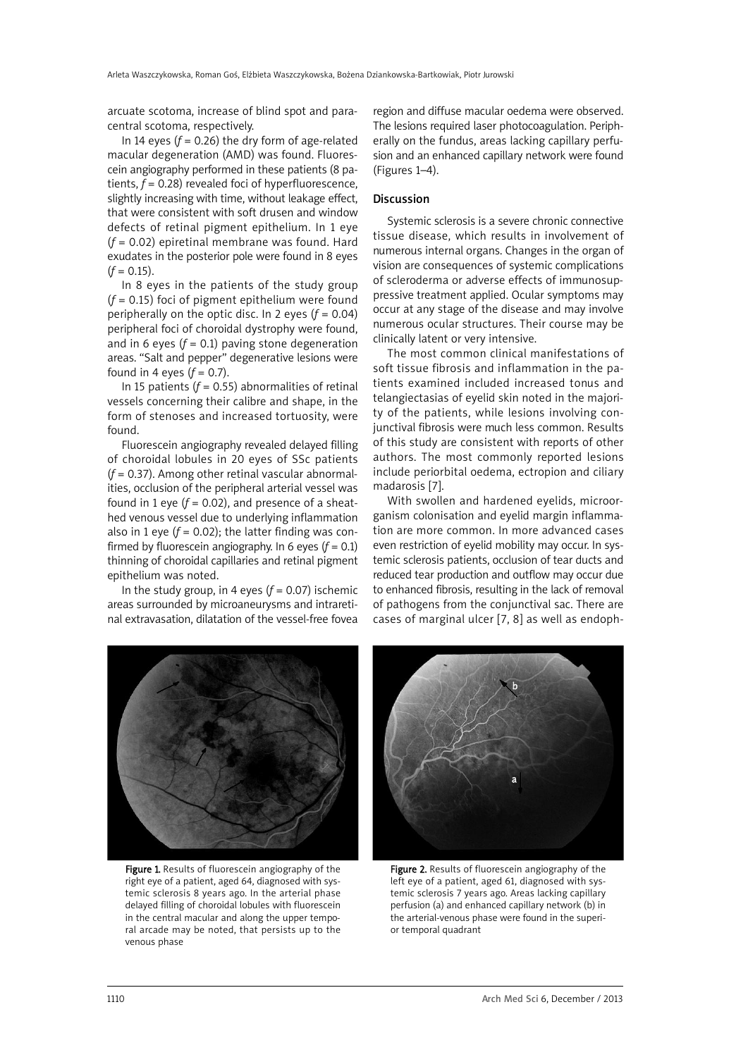arcuate scotoma, increase of blind spot and paracentral scotoma, respectively.

In 14 eyes ($f$ = 0.26) the dry form of age-related macular degeneration (AMD) was found. Fluorescein angiography performed in these patients (8 patients, $f$ = 0.28) revealed foci of hyperfluorescence, slightly increasing with time, without leakage effect, that were consistent with soft drusen and window defects of retinal pigment epithelium. In 1 eye ($f$ = 0.02) epiretinal membrane was found. Hard exudates in the posterior pole were found in 8 eyes ($f$ = 0.15).

In 8 eyes in the patients of the study group ($f$ = 0.15) foci of pigment epithelium were found peripherally on the optic disc. In 2 eyes ($f$ = 0.04) peripheral foci of choroidal dystrophy were found, and in 6 eyes ($f$ = 0.1) paving stone degeneration areas. "Salt and pepper" degenerative lesions were found in 4 eyes ($f$ = 0.7).

In 15 patients ($f$ = 0.55) abnormalities of retinal vessels concerning their calibre and shape, in the form of stenoses and increased tortuosity, were found.

Fluorescein angiography revealed delayed filling of choroidal lobules in 20 eyes of SSc patients ($f$ = 0.37). Among other retinal vascular abnormalities, occlusion of the peripheral arterial vessel was found in 1 eye ($f$ = 0.02), and presence of a sheathed venous vessel due to underlying inflammation also in 1 eye ($f$ = 0.02); the latter finding was confirmed by fluorescein angiography. In 6 eyes ($f$ = 0.1) thinning of choroidal capillaries and retinal pigment epithelium was noted.

In the study group, in 4 eyes ($f$ = 0.07) ischemic areas surrounded by microaneurysms and intraretinal extravasation, dilatation of the vessel-free fovea region and diffuse macular oedema were observed. The lesions required laser photocoagulation. Peripherally on the fundus, areas lacking capillary perfusion and an enhanced capillary network were found (Figures 1–4).

## Discussion

Systemic sclerosis is a severe chronic connective tissue disease, which results in involvement of numerous internal organs. Changes in the organ of vision are consequences of systemic complications of scleroderma or adverse effects of immunosuppressive treatment applied. Ocular symptoms may occur at any stage of the disease and may involve numerous ocular structures. Their course may be clinically latent or very intensive.

The most common clinical manifestations of soft tissue fibrosis and inflammation in the patients examined included increased tonus and telangiectasias of eyelid skin noted in the majority of the patients, while lesions involving conjunctival fibrosis were much less common. Results of this study are consistent with reports of other authors. The most commonly reported lesions include periorbital oedema, ectropion and ciliary madarosis [7].

With swollen and hardened eyelids, microorganism colonisation and eyelid margin inflammation are more common. In more advanced cases even restriction of eyelid mobility may occur. In systemic sclerosis patients, occlusion of tear ducts and reduced tear production and outflow may occur due to enhanced fibrosis, resulting in the lack of removal of pathogens from the conjunctival sac. There are cases of marginal ulcer [7, 8] as well as endoph-

**Figure 1.** Results of fluorescein angiography of the right eye of a patient, aged 64, diagnosed with systemic sclerosis 8 years ago. In the arterial phase delayed filling of choroidal lobules with fluorescein in the central macular and along the upper temporal arcade may be noted, that persists up to the venous phase

**Figure 2.** Results of fluorescein angiography of the left eye of a patient, aged 61, diagnosed with systemic sclerosis 7 years ago. Areas lacking capillary perfusion (a) and enhanced capillary network (b) in the arterial-venous phase were found in the superior temporal quadrant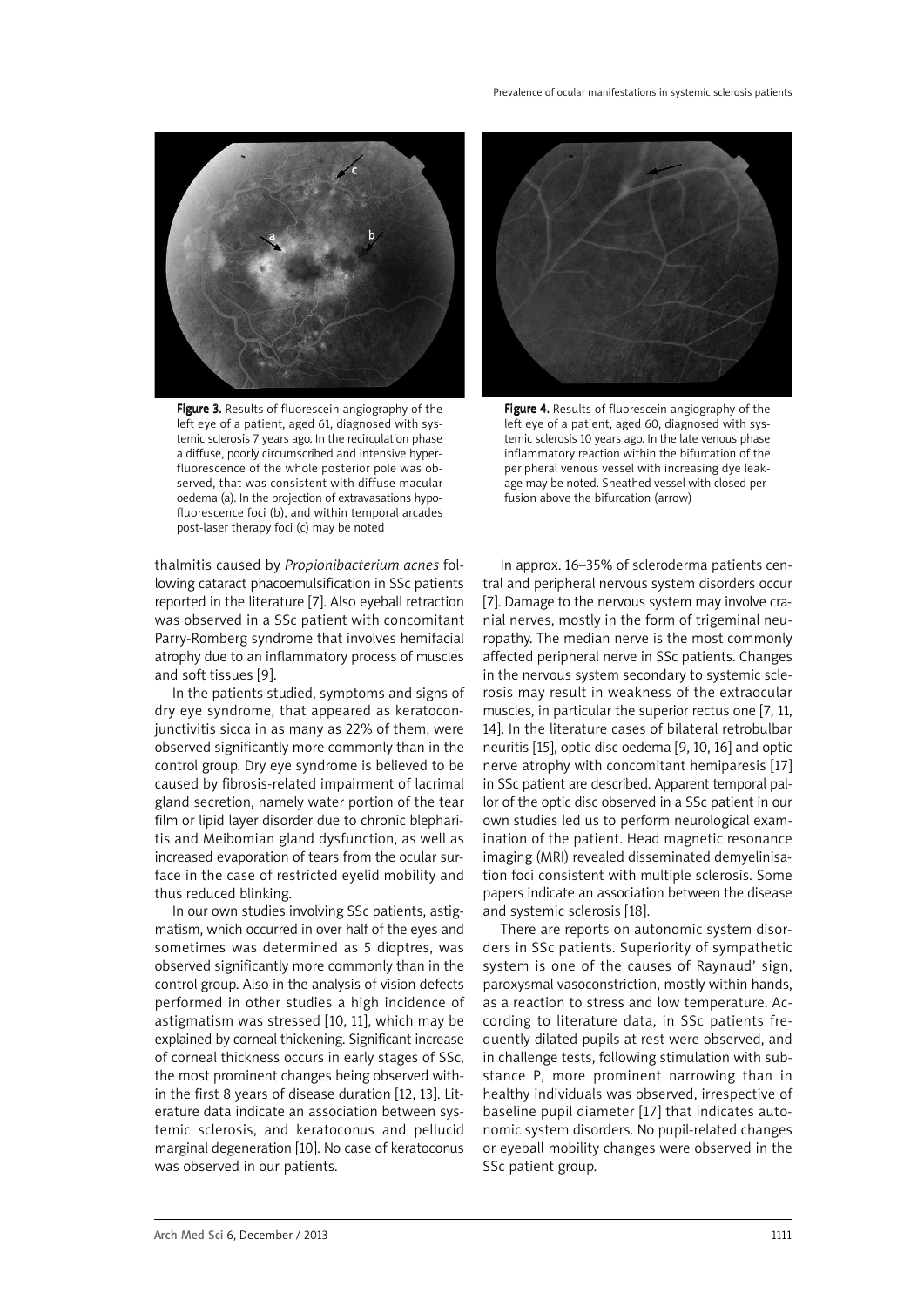Figure 3. Results of fluorescein angiography of the left eye of a patient, aged 61, diagnosed with systemic sclerosis 7 years ago. In the recirculation phase a diffuse, poorly circumscribed and intensive hyperfluorescence of the whole posterior pole was observed, that was consistent with diffuse macular oedema (a). In the projection of extravasations hypofluorescence foci (b), and within temporal arcades post-laser therapy foci (c) may be noted

Figure 4. Results of fluorescein angiography of the left eye of a patient, aged 60, diagnosed with systemic sclerosis 10 years ago. In the late venous phase inflammatory reaction within the bifurcation of the peripheral venous vessel with increasing dye leakage may be noted. Sheathed vessel with closed perfusion above the bifurcation (arrow)

thalmitis caused by *Propionibacterium acnes* following cataract phacoemulsification in SSc patients reported in the literature [7]. Also eyeball retraction was observed in a SSc patient with concomitant Parry-Romberg syndrome that involves hemifacial atrophy due to an inflammatory process of muscles and soft tissues [9].

In the patients studied, symptoms and signs of dry eye syndrome, that appeared as keratoconjunctivitis sicca in as many as 22% of them, were observed significantly more commonly than in the control group. Dry eye syndrome is believed to be caused by fibrosis-related impairment of lacrimal gland secretion, namely water portion of the tear film or lipid layer disorder due to chronic blepharitis and Meibomian gland dysfunction, as well as increased evaporation of tears from the ocular surface in the case of restricted eyelid mobility and thus reduced blinking.

In our own studies involving SSc patients, astigmatism, which occurred in over half of the eyes and sometimes was determined as 5 dioptres, was observed significantly more commonly than in the control group. Also in the analysis of vision defects performed in other studies a high incidence of astigmatism was stressed [10, 11], which may be explained by corneal thickening. Significant increase of corneal thickness occurs in early stages of SSc, the most prominent changes being observed within the first 8 years of disease duration [12, 13]. Literature data indicate an association between systemic sclerosis, and keratoconus and pellucid marginal degeneration [10]. No case of keratoconus was observed in our patients.

In approx. 16–35% of scleroderma patients central and peripheral nervous system disorders occur [7]. Damage to the nervous system may involve cranial nerves, mostly in the form of trigeminal neuropathy. The median nerve is the most commonly affected peripheral nerve in SSc patients. Changes in the nervous system secondary to systemic sclerosis may result in weakness of the extraocular muscles, in particular the superior rectus one [7, 11, 14]. In the literature cases of bilateral retrobulbar neuritis [15], optic disc oedema [9, 10, 16] and optic nerve atrophy with concomitant hemiparesis [17] in SSc patient are described. Apparent temporal pallor of the optic disc observed in a SSc patient in our own studies led us to perform neurological examination of the patient. Head magnetic resonance imaging (MRI) revealed disseminated demyelinisation foci consistent with multiple sclerosis. Some papers indicate an association between the disease and systemic sclerosis [18].

There are reports on autonomic system disorders in SSc patients. Superiority of sympathetic system is one of the causes of Raynaud' sign, paroxysmal vasoconstriction, mostly within hands, as a reaction to stress and low temperature. According to literature data, in SSc patients frequently dilated pupils at rest were observed, and in challenge tests, following stimulation with substance P, more prominent narrowing than in healthy individuals was observed, irrespective of baseline pupil diameter [17] that indicates autonomic system disorders. No pupil-related changes or eyeball mobility changes were observed in the SSc patient group.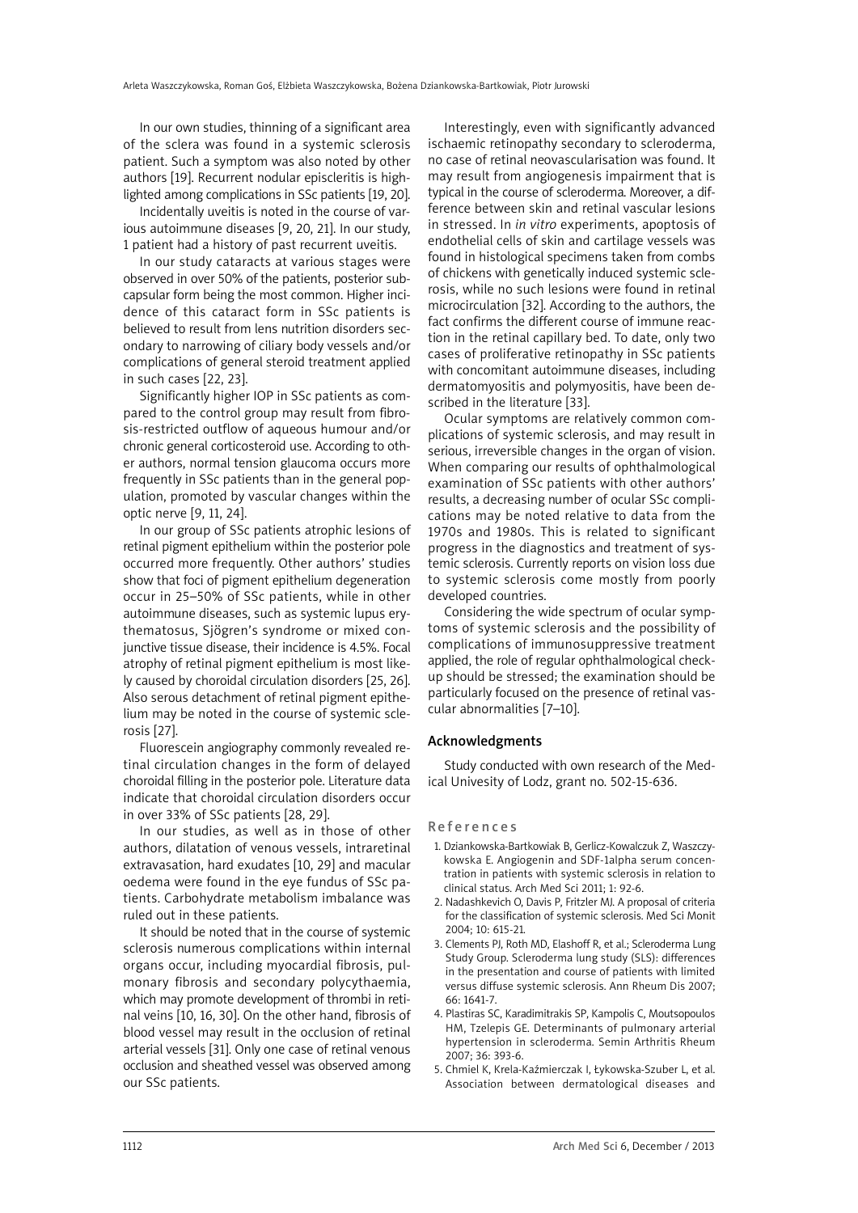In our own studies, thinning of a significant area of the sclera was found in a systemic sclerosis patient. Such a symptom was also noted by other authors [19]. Recurrent nodular episcleritis is highlighted among complications in SSc patients [19, 20].

Incidentally uveitis is noted in the course of various autoimmune diseases [9, 20, 21]. In our study, 1 patient had a history of past recurrent uveitis.

In our study cataracts at various stages were observed in over 50% of the patients, posterior subcapsular form being the most common. Higher incidence of this cataract form in SSc patients is believed to result from lens nutrition disorders secondary to narrowing of ciliary body vessels and/or complications of general steroid treatment applied in such cases [22, 23].

Significantly higher IOP in SSc patients as compared to the control group may result from fibrosis-restricted outflow of aqueous humour and/or chronic general corticosteroid use. According to other authors, normal tension glaucoma occurs more frequently in SSc patients than in the general population, promoted by vascular changes within the optic nerve [9, 11, 24].

In our group of SSc patients atrophic lesions of retinal pigment epithelium within the posterior pole occurred more frequently. Other authors' studies show that foci of pigment epithelium degeneration occur in 25–50% of SSc patients, while in other autoimmune diseases, such as systemic lupus erythematosus, Sjögren's syndrome or mixed conjunctive tissue disease, their incidence is 4.5%. Focal atrophy of retinal pigment epithelium is most likely caused by choroidal circulation disorders [25, 26]. Also serous detachment of retinal pigment epithelium may be noted in the course of systemic sclerosis [27].

Fluorescein angiography commonly revealed retinal circulation changes in the form of delayed choroidal filling in the posterior pole. Literature data indicate that choroidal circulation disorders occur in over 33% of SSc patients [28, 29].

In our studies, as well as in those of other authors, dilatation of venous vessels, intraretinal extravasation, hard exudates [10, 29] and macular oedema were found in the eye fundus of SSc patients. Carbohydrate metabolism imbalance was ruled out in these patients.

It should be noted that in the course of systemic sclerosis numerous complications within internal organs occur, including myocardial fibrosis, pulmonary fibrosis and secondary polycythaemia, which may promote development of thrombi in retinal veins [10, 16, 30]. On the other hand, fibrosis of blood vessel may result in the occlusion of retinal arterial vessels [31]. Only one case of retinal venous occlusion and sheathed vessel was observed among our SSc patients.

Interestingly, even with significantly advanced ischaemic retinopathy secondary to scleroderma, no case of retinal neovascularisation was found. It may result from angiogenesis impairment that is typical in the course of scleroderma. Moreover, a difference between skin and retinal vascular lesions in stressed. In *in vitro* experiments, apoptosis of endothelial cells of skin and cartilage vessels was found in histological specimens taken from combs of chickens with genetically induced systemic sclerosis, while no such lesions were found in retinal microcirculation [32]. According to the authors, the fact confirms the different course of immune reaction in the retinal capillary bed. To date, only two cases of proliferative retinopathy in SSc patients with concomitant autoimmune diseases, including dermatomyositis and polymyositis, have been described in the literature [33].

Ocular symptoms are relatively common complications of systemic sclerosis, and may result in serious, irreversible changes in the organ of vision. When comparing our results of ophthalmological examination of SSc patients with other authors' results, a decreasing number of ocular SSc complications may be noted relative to data from the 1970s and 1980s. This is related to significant progress in the diagnostics and treatment of systemic sclerosis. Currently reports on vision loss due to systemic sclerosis come mostly from poorly developed countries.

Considering the wide spectrum of ocular symptoms of systemic sclerosis and the possibility of complications of immunosuppressive treatment applied, the role of regular ophthalmological check-up should be stressed; the examination should be particularly focused on the presence of retinal vascular abnormalities [7–10].

## Acknowledgments

Study conducted with own research of the Medical Univesity of Lodz, grant no. 502-15-636.

## References

1. Dziankowska-Bartkowiak B, Gerlicz-Kowalczuk Z, Waszczykowska E. Angiogenin and SDF-1alpha serum concentration in patients with systemic sclerosis in relation to clinical status. Arch Med Sci 2011; 1: 92-6.
2. Nadashkevich O, Davis P, Fritzler MJ. A proposal of criteria for the classification of systemic sclerosis. Med Sci Monit 2004; 10: 615-21.
3. Clements PJ, Roth MD, Elashoff R, et al.; Scleroderma Lung Study Group. Scleroderma lung study (SLS): differences in the presentation and course of patients with limited versus diffuse systemic sclerosis. Ann Rheum Dis 2007; 66: 1641-7.
4. Plastiras SC, Karadimitrakis SP, Kampolis C, Moutsopoulos HM, Tzelepis GE. Determinants of pulmonary arterial hypertension in scleroderma. Semin Arthritis Rheum 2007; 36: 393-6.
5. Chmiel K, Krela-Kaźmierczak I, Łykowska-Szuber L, et al. Association between dermatological diseases and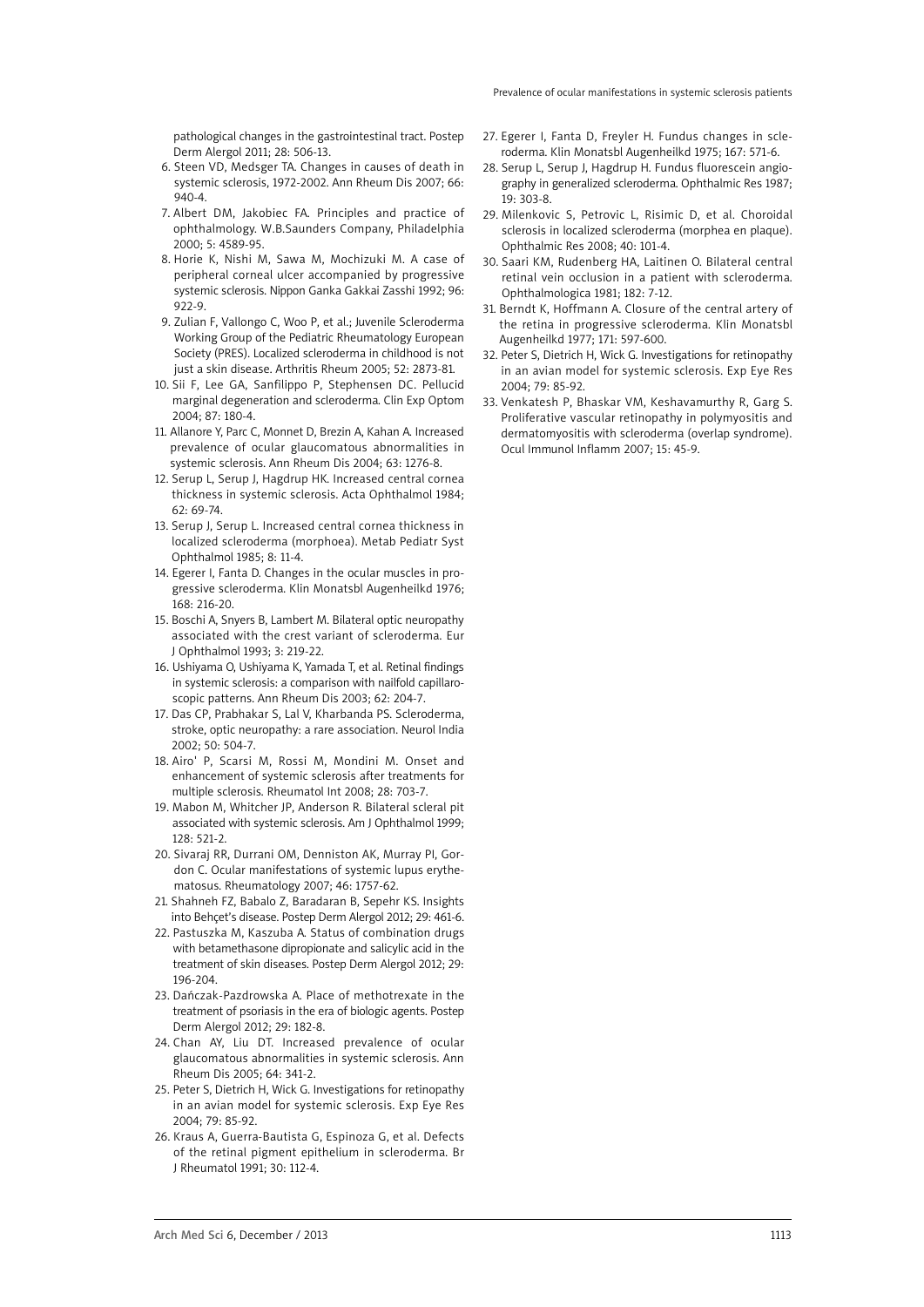pathological changes in the gastrointestinal tract. Postep Derm Alergol 2011; 28: 506-13.

6. Steen VD, Medsger TA. Changes in causes of death in systemic sclerosis, 1972-2002. Ann Rheum Dis 2007; 66: 940-4.
7. Albert DM, Jakobiec FA. Principles and practice of ophthalmology. W.B.Saunders Company, Philadelphia 2000; 5: 4589-95.
8. Horie K, Nishi M, Sawa M, Mochizuki M. A case of peripheral corneal ulcer accompanied by progressive systemic sclerosis. Nippon Ganka Gakkai Zasshi 1992; 96: 922-9.
9. Zulian F, Vallongo C, Woo P, et al.; Juvenile Scleroderma Working Group of the Pediatric Rheumatology European Society (PRES). Localized scleroderma in childhood is not just a skin disease. Arthritis Rheum 2005; 52: 2873-81.
10. Sii F, Lee GA, Sanfilippo P, Stephensen DC. Pellucid marginal degeneration and scleroderma. Clin Exp Optom 2004; 87: 180-4.
11. Allanore Y, Parc C, Monnet D, Brezin A, Kahan A. Increased prevalence of ocular glaucomatous abnormalities in systemic sclerosis. Ann Rheum Dis 2004; 63: 1276-8.
12. Serup L, Serup J, Hagdrup HK. Increased central cornea thickness in systemic sclerosis. Acta Ophthalmol 1984; 62: 69-74.
13. Serup J, Serup L. Increased central cornea thickness in localized scleroderma (morphoea). Metab Pediatr Syst Ophthalmol 1985; 8: 11-4.
14. Egerer I, Fanta D. Changes in the ocular muscles in progressive scleroderma. Klin Monatsbl Augenheilkd 1976; 168: 216-20.
15. Boschi A, Snyers B, Lambert M. Bilateral optic neuropathy associated with the crest variant of scleroderma. Eur J Ophthalmol 1993; 3: 219-22.
16. Ushiyama O, Ushiyama K, Yamada T, et al. Retinal findings in systemic sclerosis: a comparison with nailfold capillaroscopic patterns. Ann Rheum Dis 2003; 62: 204-7.
17. Das CP, Prabhakar S, Lal V, Kharbanda PS. Scleroderma, stroke, optic neuropathy: a rare association. Neurol India 2002; 50: 504-7.
18. Airo' P, Scarsi M, Rossi M, Mondini M. Onset and enhancement of systemic sclerosis after treatments for multiple sclerosis. Rheumatol Int 2008; 28: 703-7.
19. Mabon M, Whitcher JP, Anderson R. Bilateral scleral pit associated with systemic sclerosis. Am J Ophthalmol 1999; 128: 521-2.
20. Sivaraj RR, Durrani OM, Denniston AK, Murray PI, Gordon C. Ocular manifestations of systemic lupus erythematosus. Rheumatology 2007; 46: 1757-62.
21. Shahneh FZ, Babalo Z, Baradaran B, Sepehr KS. Insights into Behçet's disease. Postep Derm Alergol 2012; 29: 461-6.
22. Pastuszka M, Kaszuba A. Status of combination drugs with betamethasone dipropionate and salicylic acid in the treatment of skin diseases. Postep Derm Alergol 2012; 29: 196-204.
23. Dańczak-Pazdrowska A. Place of methotrexate in the treatment of psoriasis in the era of biologic agents. Postep Derm Alergol 2012; 29: 182-8.
24. Chan AY, Liu DT. Increased prevalence of ocular glaucomatous abnormalities in systemic sclerosis. Ann Rheum Dis 2005; 64: 341-2.
25. Peter S, Dietrich H, Wick G. Investigations for retinopathy in an avian model for systemic sclerosis. Exp Eye Res 2004; 79: 85-92.
26. Kraus A, Guerra-Bautista G, Espinoza G, et al. Defects of the retinal pigment epithelium in scleroderma. Br J Rheumatol 1991; 30: 112-4.
27. Egerer I, Fanta D, Freyler H. Fundus changes in scleroderma. Klin Monatsbl Augenheilkd 1975; 167: 571-6.
28. Serup L, Serup J, Hagdrup H. Fundus fluorescein angiography in generalized scleroderma. Ophthalmic Res 1987; 19: 303-8.
29. Milenkovic S, Petrovic L, Risimic D, et al. Choroidal sclerosis in localized scleroderma (morphea en plaque). Ophthalmic Res 2008; 40: 101-4.
30. Saari KM, Rudenberg HA, Laitinen O. Bilateral central retinal vein occlusion in a patient with scleroderma. Ophthalmologica 1981; 182: 7-12.
31. Berndt K, Hoffmann A. Closure of the central artery of the retina in progressive scleroderma. Klin Monatsbl Augenheilkd 1977; 171: 597-600.
32. Peter S, Dietrich H, Wick G. Investigations for retinopathy in an avian model for systemic sclerosis. Exp Eye Res 2004; 79: 85-92.
33. Venkatesh P, Bhaskar VM, Keshavamurthy R, Garg S. Proliferative vascular retinopathy in polymyositis and dermatomyositis with scleroderma (overlap syndrome). Ocul Immunol Inflamm 2007; 15: 45-9.